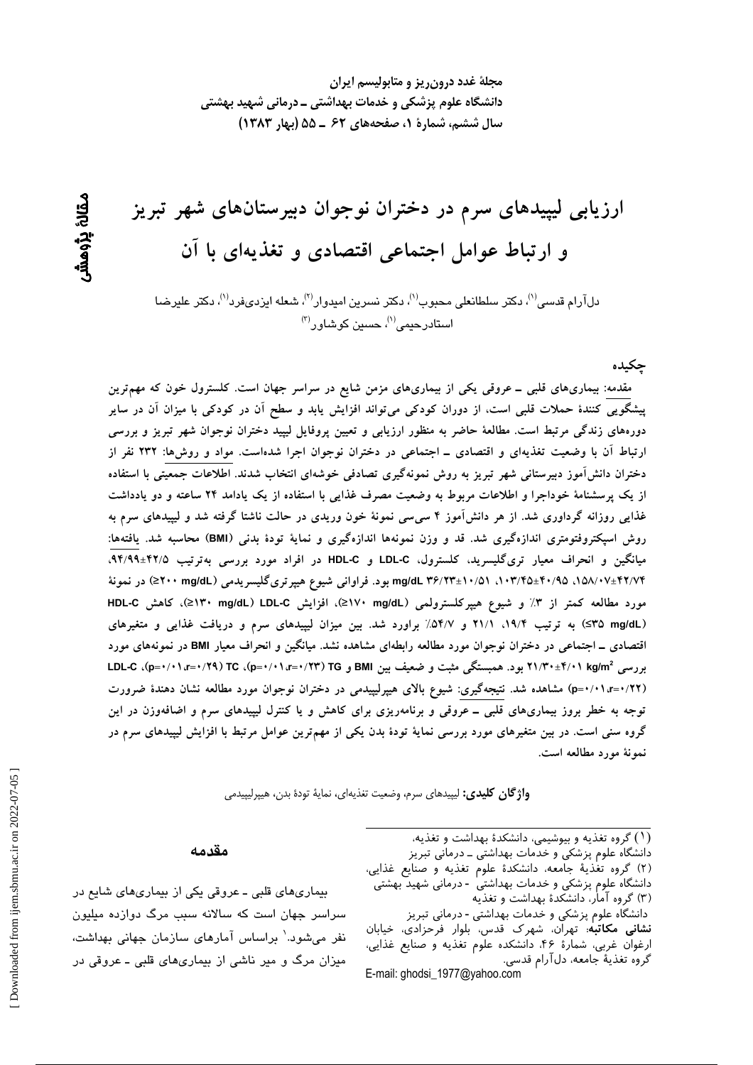مجلهٔ غدد درون‌ریز و متابولیسم ایران
دانشگاه علوم پزشکی و خدمات بهداشتی ـ درمانی شهید بهشتی
سال ششم، شمارهٔ ۱، صفحه‌های ۶۲ ـ ۵۵ (بهار ۱۳۸۳)

مقالهٔ پژوهشی

# ارزیابی لیپیدهای سرم در دختران نوجوان دبیرستان‌های شهر تبریز و ارتباط عوامل اجتماعی اقتصادی و تغذیه‌ای با آن

دل‌آرام قدسی[۱]، دکتر سلطانعلی محبوب[۱]، دکتر نسرین امیدوار[۲]، شعله ایزدی‌فرد[۱]، دکتر علیرضا استادرحیمی[۱]، حسین کوشاور[۳]

## چکیده

**مقدمه:** بیماری‌های قلبی ـ عروقی یکی از بیماری‌های مزمن شایع در سراسر جهان است. کلسترول خون که مهم‌ترین پیشگویی کنندهٔ حملات قلبی است، از دوران کودکی می‌تواند افزایش یابد و سطح آن در کودکی با میزان آن در سایر دوره‌های زندگی مرتبط است. مطالعهٔ حاضر به منظور ارزیابی و تعیین پروفایل لیپید دختران نوجوان شهر تبریز و بررسی ارتباط آن با وضعیت تغذیه‌ای و اقتصادی ـ اجتماعی در دختران نوجوان اجرا شده‌است. **مواد و روش‌ها:** ۲۳۲ نفر از دختران دانش‌آموز دبیرستانی شهر تبریز به روش نمونه‌گیری تصادفی خوشه‌ای انتخاب شدند. اطلاعات جمعیتی با استفاده از یک پرسشنامهٔ خوداجرا و اطلاعات مربوط به وضعیت مصرف غذایی با استفاده از یک یادامد ۲۴ ساعته و دو یادداشت غذایی روزانه گرداوری شد. از هر دانش‌آموز ۴ سی‌سی نمونهٔ خون وریدی در حالت ناشتا گرفته شد و لیپیدهای سرم به روش اسپکتروفتومتری اندازه‌گیری شد. قد و وزن نمونه‌ها اندازه‌گیری و نمایهٔ تودهٔ بدنی (BMI) محاسبه شد. **یافته‌ها:** میانگین و انحراف معیار تری‌گلیسرید، کلسترول، LDL-C و HDL-C در افراد مورد بررسی به‌ترتیب ۹۴/۹۹±۴۲/۵، ۱۵۸/۰۷±۴۲/۷۴، ۱۰۳/۴۵±۴۰/۹۵، ۳۶/۲۳±۱۰/۵۱ mg/dL بود. فراوانی شیوع هیپرتری‌گلیسریدمی (≥۲۰۰ mg/dL) در نمونهٔ مورد مطالعه کمتر از ۳٪ و شیوع هیپرکلسترولمی (≥۱۷۰ mg/dL)، افزایش LDL-C (≥۱۳۰ mg/dL)، کاهش HDL-C (≤۳۵ mg/dL) به ترتیب ۱۹/۴، ۲۱/۱ و ۵۴/۷٪ براورد شد. بین میزان لیپیدهای سرم و دریافت غذایی و متغیرهای اقتصادی ـ اجتماعی در دختران نوجوان مورد مطالعه رابطه‌ای مشاهده نشد. میانگین و انحراف معیار BMI در نمونه‌های مورد بررسی $kg/m^2$ ۲۱/۳۰±۴/۰۱ بود. همبستگی مثبت و ضعیف بین BMI و TG (۰/۲۳=r، ۰/۰۱=p)، TC (۰/۲۹=r، ۰/۰۱=p)، LDL-C (۰/۲۲=r، ۰/۰۱=p) مشاهده شد. **نتیجه‌گیری:** شیوع بالای هیپرلیپیدمی در دختران نوجوان مورد مطالعه نشان دهندهٔ ضرورت توجه به خطر بروز بیماری‌های قلبی ـ عروقی و برنامه‌ریزی برای کاهش و یا کنترل لیپیدهای سرم و اضافه‌وزن در این گروه سنی است. در بین متغیرهای مورد بررسی نمایهٔ تودهٔ بدن یکی از مهم‌ترین عوامل مرتبط با افزایش لیپیدهای سرم در نمونهٔ مورد مطالعه است.

**واژگان کلیدی:** لیپیدهای سرم، وضعیت تغذیه‌ای، نمایهٔ تودهٔ بدن، هیپرلیپیدمی

## مقدمه

بیماری‌های قلبی ـ عروقی یکی از بیماری‌های شایع در سراسر جهان است که سالانه سبب مرگ دوازده میلیون نفر می‌شود.[۱] براساس آمارهای سازمان جهانی بهداشت، میزان مرگ و میر ناشی از بیماری‌های قلبی ـ عروقی در

---

(۱) گروه تغذیه و بیوشیمی، دانشکدهٔ بهداشت و تغذیه، دانشگاه علوم پزشکی و خدمات بهداشتی ـ درمانی تبریز
(۲) گروه تغذیهٔ جامعه، دانشکدهٔ علوم تغذیه و صنایع غذایی، دانشگاه علوم پزشکی و خدمات بهداشتی - درمانی شهید بهشتی
(۳) گروه آمار، دانشکدهٔ بهداشت و تغذیه دانشگاه علوم پزشکی و خدمات بهداشتی - درمانی تبریز
**نشانی مکاتبه:** تهران، شهرک قدس، بلوار فرحزادی، خیابان ارغوان غربی، شمارهٔ ۴۶، دانشکده علوم تغذیه و صنایع غذایی، گروه تغذیهٔ جامعه، دل‌آرام قدسی.
E-mail: ghodsi_1977@yahoo.com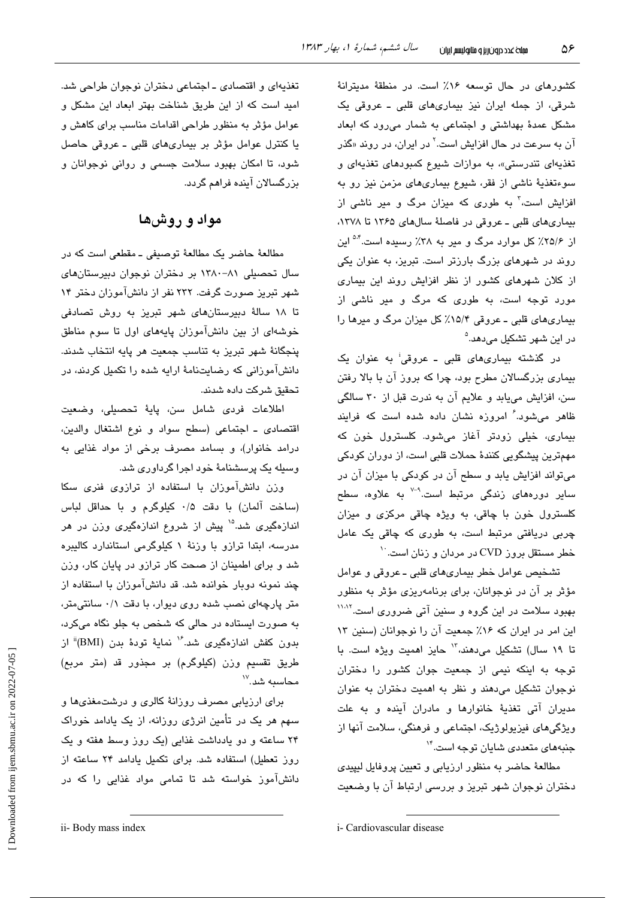کشورهای در حال توسعه ۱۶٪ است. در منطقهٔ مدیترانهٔ شرقی، از جمله ایران نیز بیماری‌های قلبی ـ عروقی یک مشکل عمدهٔ بهداشتی و اجتماعی به شمار می‌رود که ابعاد آن به سرعت در حال افزایش است.[۲] در ایران، در روند «گذر تغذیه‌ای تندرستی»، به موازات شیوع کمبودهای تغذیه‌ای و سوءتغذیهٔ ناشی از فقر، شیوع بیماری‌های مزمن نیز رو به افزایش است،[۳] به طوری که میزان مرگ و میر ناشی از بیماری‌های قلبی ـ عروقی در فاصلهٔ سال‌های ۱۳۶۵ تا ۱۳۷۸، از ۲۵/۶٪ کل موارد مرگ و میر به ۳۸٪ رسیده است.[۵،۴] این روند در شهرهای بزرگ بارزتر است. تبریز، به عنوان یکی از کلان شهرهای کشور از نظر افزایش روند این بیماری مورد توجه است، به طوری که مرگ و میر ناشی از بیماری‌های قلبی ـ عروقی ۱۵/۴٪ کل میزان مرگ و میرها را در این شهر تشکیل می‌دهد.[۵]

در گذشته بیماری‌های قلبی ـ عروقی[i] به عنوان یک بیماری بزرگسالان مطرح بود، چرا که بروز آن با بالا رفتن سن، افزایش می‌یابد و علایم آن به ندرت قبل از ۳۰ سالگی ظاهر می‌شود.[۶] امروزه نشان داده شده است که فرایند بیماری، خیلی زودتر آغاز می‌شود. کلسترول خون که مهم‌ترین پیشگویی کنندهٔ حملات قلبی است، از دوران کودکی می‌تواند افزایش یابد و سطح آن در کودکی با میزان آن در سایر دوره‌های زندگی مرتبط است.[۹-۷] به علاوه، سطح کلسترول خون با چاقی، به ویژه چاقی مرکزی و میزان چربی دریافتی مرتبط است، به طوری که چاقی یک عامل خطر مستقل بروز CVD در مردان و زنان است.[۱۰]

تشخیص عوامل خطر بیماری‌های قلبی ـ عروقی و عوامل مؤثر بر آن در نوجوانان، برای برنامه‌ریزی مؤثر به منظور بهبود سلامت در این گروه و سنین آتی ضروری است.[۱۱،۱۲] این امر در ایران که ۱۶٪ جمعیت آن را نوجوانان (سنین ۱۳ تا ۱۹ سال) تشکیل می‌دهند،[۱۳] حایز اهمیت ویژه است. با توجه به اینکه نیمی از جمعیت جوان کشور را دختران نوجوان تشکیل می‌دهند و نظر به اهمیت دختران به عنوان مدیران آتی تغذیهٔ خانوارها و مادران آینده و به علت ویژگی‌های فیزیولوژیک، اجتماعی و فرهنگی، سلامت آنها از جنبه‌های متعددی شایان توجه است.[۱۴]

مطالعهٔ حاضر به منظور ارزیابی و تعیین پروفایل لیپیدی دختران نوجوان شهر تبریز و بررسی ارتباط آن با وضعیت تغذیه‌ای و اقتصادی ـ اجتماعی دختران نوجوان طراحی شد. امید است که از این طریق شناخت بهتر ابعاد این مشکل و عوامل مؤثر به منظور طراحی اقدامات مناسب برای کاهش و یا کنترل عوامل مؤثر بر بیماری‌های قلبی ـ عروقی حاصل شود، تا امکان بهبود سلامت جسمی و روانی نوجوانان و بزرگسالان آینده فراهم گردد.

## مواد و روش‌ها

مطالعهٔ حاضر یک مطالعهٔ توصیفی ـ مقطعی است که در سال تحصیلی ۸۱-۱۳۸۰ بر دختران نوجوان دبیرستان‌های شهر تبریز صورت گرفت. ۲۳۲ نفر از دانش‌آموزان دختر ۱۴ تا ۱۸ سالهٔ دبیرستان‌های شهر تبریز به روش تصادفی خوشه‌ای از بین دانش‌آموزان پایه‌های اول تا سوم مناطق پنجگانهٔ شهر تبریز به تناسب جمعیت هر پایه انتخاب شدند. دانش‌آموزانی که رضایت‌نامهٔ ارایه شده را تکمیل کردند، در تحقیق شرکت داده شدند.

اطلاعات فردی شامل سن، پایهٔ تحصیلی، وضعیت اقتصادی ـ اجتماعی (سطح سواد و نوع اشتغال والدین، درامد خانوار)، و بسامد مصرف برخی از مواد غذایی به وسیله یک پرسشنامهٔ خود اجرا گردآوری شد.

وزن دانش‌آموزان با استفاده از ترازوی فنری سکا (ساخت آلمان) با دقت ۰/۵ کیلوگرم و با حداقل لباس اندازه‌گیری شد.[۱۵] پیش از شروع اندازه‌گیری وزن در هر مدرسه، ابتدا ترازو با وزنهٔ ۱ کیلوگرمی استاندارد کالیبره شد و برای اطمینان از صحت کار ترازو در پایان کار، وزن چند نمونه دوبار خوانده شد. قد دانش‌آموزان با استفاده از متر پارچه‌ای نصب شده روی دیوار، با دقت ۰/۱ سانتی‌متر، به صورت ایستاده در حالی که شخص به جلو نگاه می‌کرد، بدون کفش اندازه‌گیری شد.[۱۶] نمایهٔ تودهٔ بدن (BMI)[ii] از طریق تقسیم وزن (کیلوگرم) بر مجذور قد (متر مربع) محاسبه شد.[۱۷]

برای ارزیابی مصرف روزانهٔ کالری و درشت‌مغذی‌ها و سهم هر یک در تأمین انرژی روزانه، از یک یادامد خوراک ۲۴ ساعته و دو یادداشت غذایی (یک روز وسط هفته و یک روز تعطیل) استفاده شد. برای تکمیل یادامد ۲۴ ساعته از دانش‌آموز خواسته شد تا تمامی مواد غذایی را که در

i- Cardiovascular disease

ii- Body mass index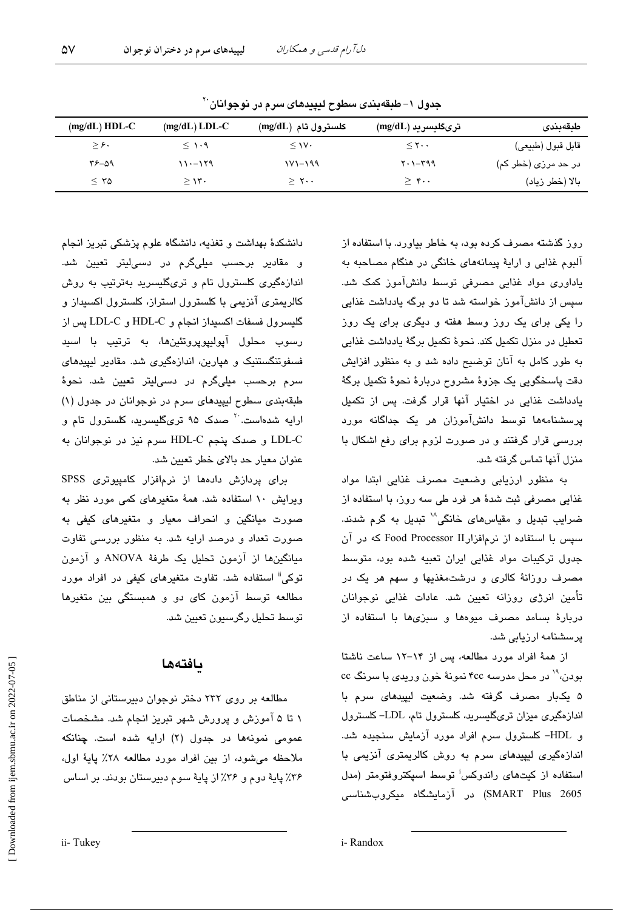جدول ۱- طبقه‌بندی سطوح لیپیدهای سرم در نوجوانان[20]

| طبقه‌بندی | تری‌گلیسرید (mg/dL) | کلسترول تام (mg/dL) | LDL-C (mg/dL) | HDL-C (mg/dL) |
|---|---|---|---|---|
| قابل قبول (طبیعی) | ≤ ۲۰۰ | ≤ ۱۷۰ | ≤ ۱۰۹ | ≥ ۶۰ |
| در حد مرزی (خطر کم) | ۲۰۱-۳۹۹ | ۱۷۱-۱۹۹ | ۱۱۰-۱۲۹ | ۳۶-۵۹ |
| بالا (خطر زیاد) | ≥ ۴۰۰ | ≥ ۲۰۰ | ≥ ۱۳۰ | ≤ ۳۵ |

روز گذشته مصرف کرده بود، به خاطر بیاورد. با استفاده از آلبوم غذایی و ارایهٔ پیمانه‌های خانگی در هنگام مصاحبه به یاداوری مواد غذایی مصرفی توسط دانش‌آموز کمک شد. سپس از دانش‌آموز خواسته شد تا دو برگه یادداشت غذایی را یکی برای یک روز وسط هفته و دیگری برای یک روز تعطیل در منزل تکمیل کند. نحوهٔ تکمیل برگهٔ یادداشت غذایی به طور کامل به آنان توضیح داده شد و به منظور افزایش دقت پاسخگویی یک جزوهٔ مشروح دربارهٔ نحوهٔ تکمیل برگهٔ یادداشت غذایی در اختیار آنها قرار گرفت. پس از تکمیل پرسشنامه‌ها توسط دانش‌آموزان هر یک جداگانه مورد بررسی قرار گرفتند و در صورت لزوم برای رفع اشکال با منزل آنها تماس گرفته شد.

به منظور ارزیابی وضعیت مصرف غذایی ابتدا مواد غذایی مصرفی ثبت شدهٔ هر فرد طی سه روز، با استفاده از ضرایب تبدیل و مقیاس‌های خانگی[18] تبدیل به گرم شدند. سپس با استفاده از نرم‌افزار Food Processor II که در آن جدول ترکیبات مواد غذایی ایران تعبیه شده بود، متوسط مصرف روزانهٔ کالری و درشت‌مغذیها و سهم هر یک در تأمین انرژی روزانه تعیین شد. عادات غذایی نوجوانان دربارهٔ بسامد مصرف میوه‌ها و سبزی‌ها با استفاده از پرسشنامه ارزیابی شد.

از همهٔ افراد مورد مطالعه، پس از ۱۴-۱۲ ساعت ناشتا بودن،[19] در محل مدرسه ۴cc نمونهٔ خون وریدی با سرنگ cc ۵ یکبار مصرف گرفته شد. وضعیت لیپیدهای سرم با اندازه‌گیری میزان تری‌گلیسرید، کلسترول تام، LDL- کلسترول و HDL- کلسترول سرم افراد مورد آزمایش سنجیده شد. اندازه‌گیری لیپیدهای سرم به روش کالریمتری آنزیمی با استفاده از کیت‌های راندوکس[i] توسط اسپکتروفتومتر (مدل SMART Plus 2605) در آزمایشگاه میکروب‌شناسی دانشکدهٔ بهداشت و تغذیه، دانشگاه علوم پزشکی تبریز انجام و مقادیر برحسب میلی‌گرم در دسی‌لیتر تعیین شد. اندازه‌گیری کلسترول تام و تری‌گلیسرید به‌ترتیب به روش کالریمتری آنزیمی با کلسترول استراز، کلسترول اکسیداز و گلیسرول فسفات اکسیداز انجام و HDL-C و LDL-C پس از رسوب محلول آپولیپوپروتئین‌ها، به ترتیب با اسید فسفوتنگستنیک و هپارین، اندازه‌گیری شد. مقادیر لیپیدهای سرم برحسب میلی‌گرم در دسی‌لیتر تعیین شد. نحوهٔ طبقه‌بندی سطوح لیپیدهای سرم در نوجوانان در جدول (۱) ارایه شده‌است.[20] صدک ۹۵ تری‌گلیسرید، کلسترول تام و LDL-C و صدک پنجم HDL-C سرم نیز در نوجوانان به عنوان معیار حد بالای خطر تعیین شد.

برای پردازش داده‌ها از نرم‌افزار کامپیوتری SPSS ویرایش ۱۰ استفاده شد. همهٔ متغیرهای کمی مورد نظر به صورت میانگین و انحراف معیار و متغیرهای کیفی به صورت تعداد و درصد ارایه شد. به منظور بررسی تفاوت میانگین‌ها از آزمون تحلیل یک طرفهٔ ANOVA و آزمون توکی[ii] استفاده شد. تفاوت متغیرهای کیفی در افراد مورد مطالعه توسط آزمون کای دو و همبستگی بین متغیرها توسط تحلیل رگرسیون تعیین شد.

## یافته‌ها

مطالعه بر روی ۲۳۲ دختر نوجوان دبیرستانی از مناطق ۱ تا ۵ آموزش و پرورش شهر تبریز انجام شد. مشخصات عمومی نمونه‌ها در جدول (۲) ارایه شده است. چنانکه ملاحظه می‌شود، از بین افراد مورد مطالعه ۲۸٪ پایهٔ اول، ۳۶٪ پایهٔ دوم و ۳۶٪ از پایهٔ سوم دبیرستان بودند. بر اساس

i- Randox

ii- Tukey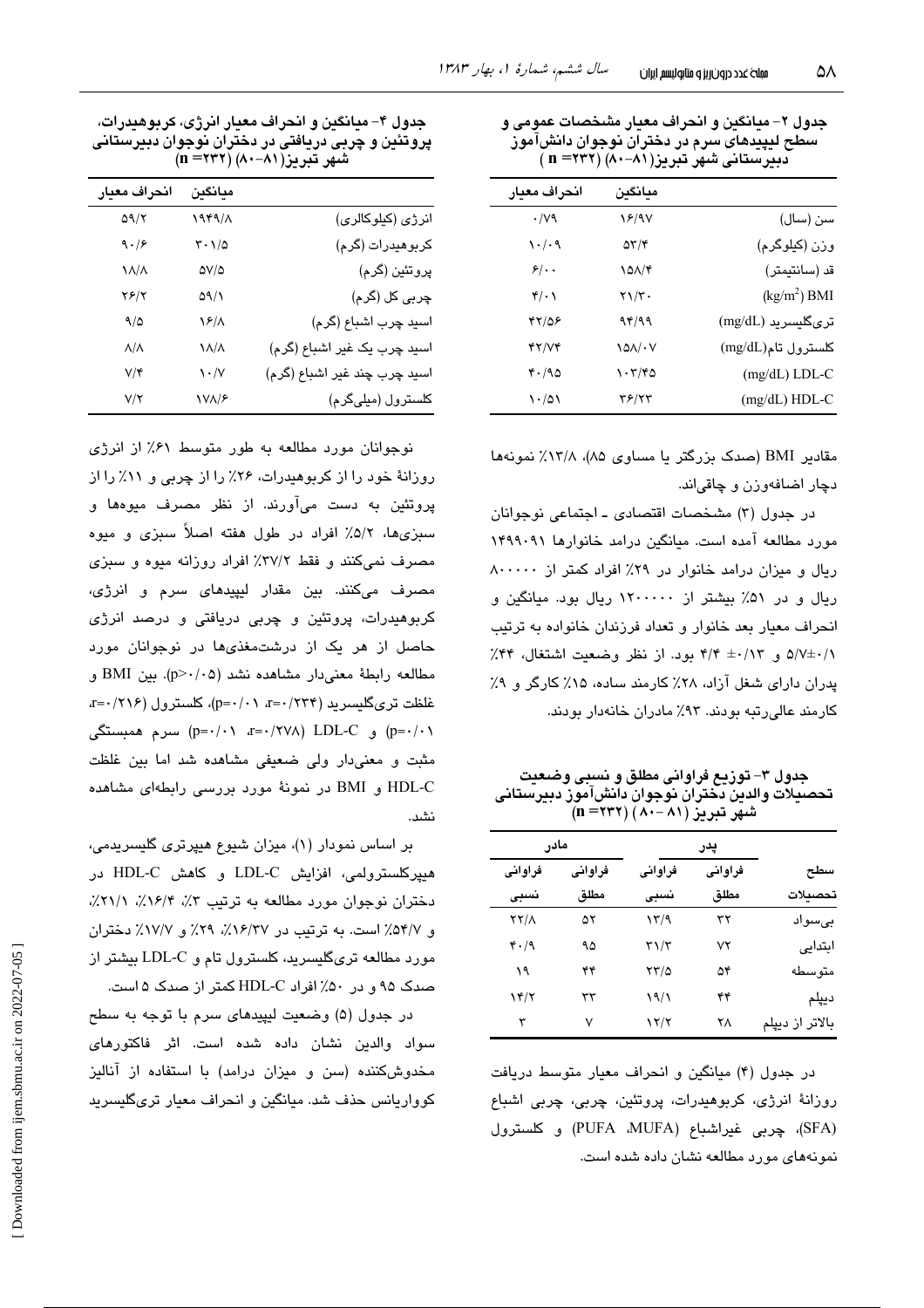جدول ۲- میانگین و انحراف معیار مشخصات عمومی و سطح لیپیدهای سرم در دختران نوجوان دانش‌آموز دبیرستانی شهر تبریز(۸۱-۸۰) (n =۲۳۲)

| | میانگین | انحراف معیار |
|---|---|---|
| سن (سال) | ۱۶/۹۷ | ۰/۷۹ |
| وزن (کیلوگرم) | ۵۳/۴ | ۱۰/۰۹ |
| قد (سانتیمتر) | ۱۵۸/۴ | ۶/۰۰ |
| BMI (kg/m²) | ۲۱/۳۰ | ۴/۰۱ |
| تری‌گلیسرید (mg/dL) | ۹۴/۹۹ | ۴۲/۵۶ |
| کلسترول تام(mg/dL) | ۱۵۸/۰۷ | ۴۲/۷۴ |
| LDL-C (mg/dL) | ۱۰۳/۴۵ | ۴۰/۹۵ |
| HDL-C (mg/dL) | ۳۶/۲۳ | ۱۰/۵۱ |

مقادیر BMI (صدک بزرگتر یا مساوی ۸۵)، ۱۳/۸٪ نمونه‌ها دچار اضافه‌وزن و چاقی‌اند.

در جدول (۳) مشخصات اقتصادی ـ اجتماعی نوجوانان مورد مطالعه آمده است. میانگین درامد خانوارها ۱۴۹۹۰۹۱ ریال و میزان درامد خانوار در ۲۹٪ افراد کمتر از ۸۰۰۰۰۰ ریال و در ۵۱٪ بیشتر از ۱۲۰۰۰۰۰ ریال بود. میانگین و انحراف معیار بعد خانوار و تعداد فرزندان خانواده به ترتیب ۵/۷±۰/۱ و ۴/۴ ±۰/۱۳ بود. از نظر وضعیت اشتغال، ۴۴٪ پدران دارای شغل آزاد، ۲۸٪ کارمند ساده، ۱۵٪ کارگر و ۹٪ کارمند عالی‌رتبه بودند. ۹۳٪ مادران خانه‌دار بودند.

جدول ۳- توزیع فراوانی مطلق و نسبی وضعیت تحصیلات والدین دختران نوجوان دانش‌آموز دبیرستانی شهر تبریز (۸۱-۸۰) (n =۲۳۲)

| | پدر | | مادر | |
|---|---|---|---|---|
| سطح تحصیلات | فراوانی مطلق | فراوانی نسبی | فراوانی مطلق | فراوانی نسبی |
| بی‌سواد | ۳۲ | ۱۳/۹ | ۵۲ | ۲۲/۸ |
| ابتدایی | ۷۲ | ۳۱/۳ | ۹۵ | ۴۰/۹ |
| متوسطه | ۵۴ | ۲۳/۵ | ۴۴ | ۱۹ |
| دیپلم | ۴۴ | ۱۹/۱ | ۳۳ | ۱۴/۲ |
| بالاتر از دیپلم | ۲۸ | ۱۲/۲ | ۷ | ۳ |

در جدول (۴) میانگین و انحراف معیار متوسط دریافت روزانهٔ انرژی، کربوهیدرات، پروتئین، چربی، چربی اشباع (SFA)، چربی غیراشباع (MUFA، PUFA) و کلسترول نمونه‌های مورد مطالعه نشان داده شده است.

جدول ۴- میانگین و انحراف معیار انرژی، کربوهیدرات، پروتئین و چربی دریافتی در دختران نوجوان دبیرستانی شهر تبریز(۸۱-۸۰) (n =۲۳۲)

| | میانگین | انحراف معیار |
|---|---|---|
| انرژی (کیلوکالری) | ۱۹۴۹/۸ | ۵۹/۲ |
| کربوهیدرات (گرم) | ۳۰۱/۵ | ۹۰/۶ |
| پروتئین (گرم) | ۵۷/۵ | ۱۸/۸ |
| چربی کل (گرم) | ۵۹/۱ | ۲۶/۲ |
| اسید چرب اشباع (گرم) | ۱۶/۸ | ۹/۵ |
| اسید چرب یک غیر اشباع (گرم) | ۱۸/۸ | ۸/۸ |
| اسید چرب چند غیر اشباع (گرم) | ۱۰/۷ | ۷/۴ |
| کلسترول (میلی‌گرم) | ۱۷۸/۶ | ۷/۲ |

نوجوانان مورد مطالعه به طور متوسط ۶۱٪ از انرژی روزانهٔ خود را از کربوهیدرات، ۲۶٪ را از چربی و ۱۱٪ را از پروتئین به دست می‌آورند. از نظر مصرف میوه‌ها و سبزی‌ها، ۵/۲٪ افراد در طول هفته اصلاً سبزی و میوه مصرف نمی‌کنند و فقط ۳۷/۲٪ افراد روزانه میوه و سبزی مصرف می‌کنند. بین مقدار لیپیدهای سرم و انرژی، کربوهیدرات، پروتئین و چربی دریافتی و درصد انرژی حاصل از هر یک از درشت‌مغذی‌ها در نوجوانان مورد مطالعه رابطهٔ معنی‌دار مشاهده نشد ($p>0.05$). بین BMI و غلظت تری‌گلیسرید ($r=0.234$، $p=0.01$)، کلسترول ($r=0.216$، $p=0.01$) و LDL-C ($r=0.278$، $p=0.01$) سرم همبستگی مثبت و معنی‌دار ولی ضعیفی مشاهده شد اما بین غلظت HDL-C و BMI در نمونهٔ مورد بررسی رابطه‌ای مشاهده نشد.

بر اساس نمودار (۱)، میزان شیوع هیپرتری گلیسریدمی، هیپرکلسترولمی، افزایش LDL-C و کاهش HDL-C در دختران نوجوان مورد مطالعه به ترتیب ۳٪، ۱۶/۴٪، ۲۱/۱٪ و ۵۴/۷٪ است. به ترتیب در ۱۶/۳۷٪، ۲۹٪ و ۱۷/۷٪ دختران مورد مطالعه تری‌گلیسرید، کلسترول تام و LDL-C بیشتر از صدک ۹۵ و در ۵۰٪ افراد HDL-C کمتر از صدک ۵ است.

در جدول (۵) وضعیت لیپیدهای سرم با توجه به سطح سواد والدین نشان داده شده است. اثر فاکتورهای مخدوش‌کننده (سن و میزان درامد) با استفاده از آنالیز کوواریانس حذف شد. میانگین و انحراف معیار تری‌گلیسرید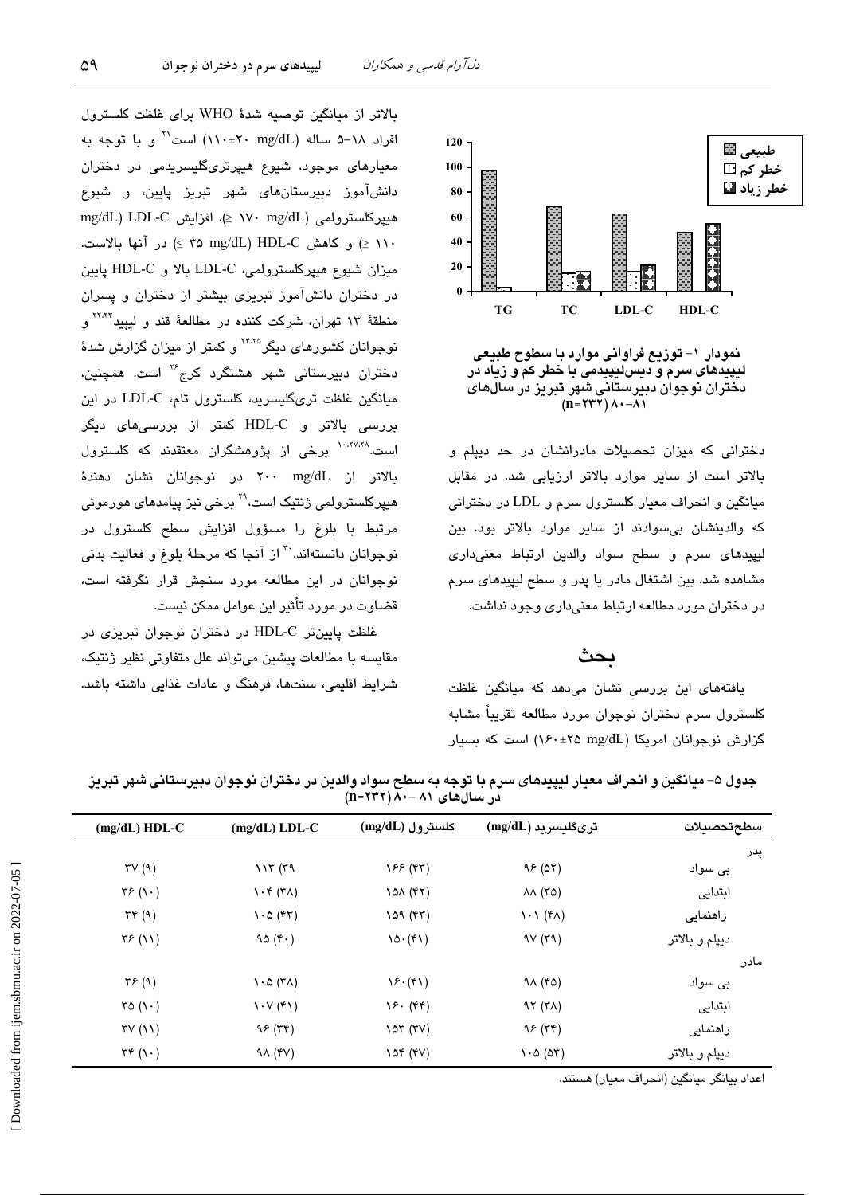نمودار ۱- توزیع فراوانی موارد با سطوح طبیعی لیپیدهای سرم و دیس‌لیپیدمی با خطر کم و زیاد در دختران نوجوان دبیرستانی شهر تبریز در سال‌های ۸۱-۸۰ (n=۲۳۲)

دخترانی که میزان تحصیلات مادرانشان در حد دیپلم و بالاتر است از سایر موارد بالاتر ارزیابی شد. در مقابل میانگین و انحراف معیار کلسترول سرم و LDL در دخترانی که والدینشان بی‌سوادند از سایر موارد بالاتر بود. بین لیپیدهای سرم و سطح سواد والدین ارتباط معنی‌داری مشاهده شد. بین اشتغال مادر یا پدر و سطح لیپیدهای سرم در دختران مورد مطالعه ارتباط معنی‌داری وجود نداشت.

## بحث

یافته‌های این بررسی نشان می‌دهد که میانگین غلظت کلسترول سرم دختران نوجوان مورد مطالعه تقریباً مشابه گزارش نوجوانان امریکا (mg/dL ۲۵±۱۶۰) است که بسیار بالاتر از میانگین توصیه شدهٔ WHO برای غلظت کلسترول افراد ۱۸-۵ ساله (mg/dL ۲۰±۱۱۰) است[۲۱] و با توجه به معیارهای موجود، شیوع هیپرتری‌گلیسریدمی در دختران دانش‌آموز دبیرستان‌های شهر تبریز پایین، و شیوع هیپرکلسترولمی (mg/dL ۱۷۰ ≤)، افزایش LDL-C (mg/dL ۱۱۰ ≤) و کاهش HDL-C (mg/dL ۳۵ ≥) در آنها بالاست. میزان شیوع هیپرکلسترولمی، LDL-C بالا و HDL-C پایین در دختران دانش‌آموز تبریزی بیشتر از دختران و پسران منطقهٔ ۱۳ تهران، شرکت کننده در مطالعهٔ قند و لیپید[۲۲،۲۳] و نوجوانان کشورهای دیگر[۲۴،۲۵] و کمتر از میزان گزارش شدهٔ دختران دبیرستانی شهر هشتگرد کرج[۲۶] است. همچنین، میانگین غلظت تری‌گلیسرید، کلسترول تام، LDL-C در این بررسی بالاتر و HDL-C کمتر از بررسی‌های دیگر است.[۱۰،۲۷،۲۸] برخی از پژوهشگران معتقدند که کلسترول بالاتر از mg/dL ۲۰۰ در نوجوانان نشان دهندهٔ هیپرکلسترولمی ژنتیک است،[۲۹] برخی نیز پیامدهای هورمونی مرتبط با بلوغ را مسؤول افزایش سطح کلسترول در نوجوانان دانسته‌اند.[۳۰] از آنجا که مرحلهٔ بلوغ و فعالیت بدنی نوجوانان در این مطالعه مورد سنجش قرار نگرفته است، قضاوت در مورد تأثیر این عوامل ممکن نیست.

غلظت پایین‌تر HDL-C در دختران نوجوان تبریزی در مقایسه با مطالعات پیشین می‌تواند علل متفاوتی نظیر ژنتیک، شرایط اقلیمی، سنت‌ها، فرهنگ و عادات غذایی داشته باشد.

جدول ۵- میانگین و انحراف معیار لیپیدهای سرم با توجه به سطح سواد والدین در دختران نوجوان دبیرستانی شهر تبریز در سال‌های ۸۱-۸۰ (n=۲۳۲)

| سطح‌تحصیلات | تری‌گلیسرید (mg/dL) | کلسترول (mg/dL) | LDL-C (mg/dL) | HDL-C (mg/dL) |
|---|---|---|---|---|
| پدر | | | | |
| بی سواد | ۹۶ (۵۲) | ۱۶۶ (۴۳) | ۱۱۳ (۳۹) | ۳۷ (۹) |
| ابتدایی | ۸۸ (۳۵) | ۱۵۸ (۴۲) | ۱۰۴ (۳۸) | ۳۶ (۱۰) |
| راهنمایی | ۱۰۱ (۴۸) | ۱۵۹ (۴۳) | ۱۰۵ (۴۳) | ۳۴ (۹) |
| دیپلم و بالاتر | ۹۷ (۳۹) | ۱۵۰ (۴۱) | ۹۵ (۴۰) | ۳۶ (۱۱) |
| مادر | | | | |
| بی سواد | ۹۸ (۴۵) | ۱۶۰ (۴۱) | ۱۰۵ (۳۸) | ۳۶ (۹) |
| ابتدایی | ۹۲ (۳۸) | ۱۶۰ (۴۴) | ۱۰۷ (۴۱) | ۳۵ (۱۰) |
| راهنمایی | ۹۶ (۳۴) | ۱۵۳ (۳۷) | ۹۶ (۳۴) | ۳۷ (۱۱) |
| دیپلم و بالاتر | ۱۰۵ (۵۳) | ۱۵۴ (۴۷) | ۹۸ (۴۷) | ۳۴ (۱۰) |

اعداد بیانگر میانگین (انحراف معیار) هستند.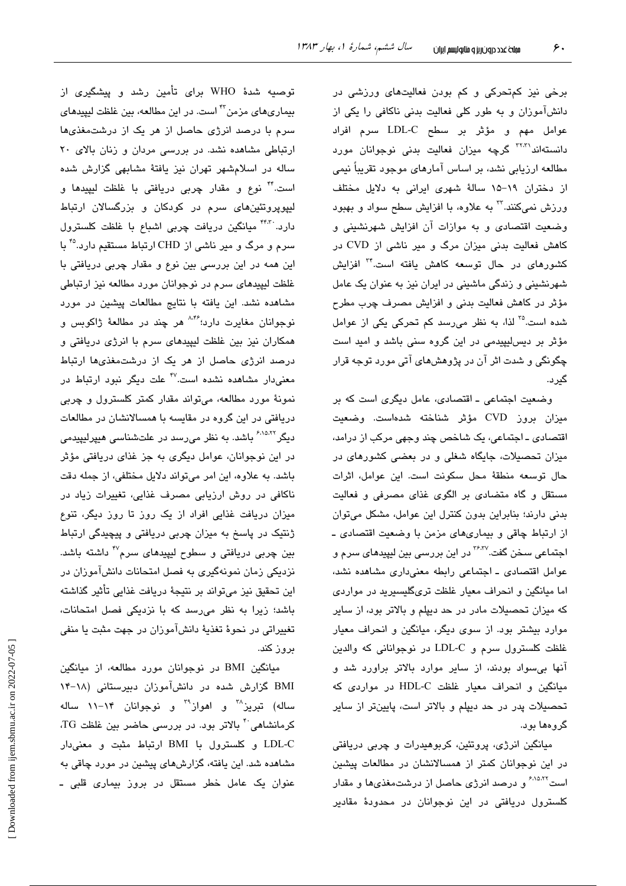برخی نیز کم‌تحرکی و کم بودن فعالیت‌های ورزشی در دانش‌آموزان و به طور کلی فعالیت بدنی ناکافی را یکی از عوامل مهم و مؤثر بر سطح LDL-C سرم افراد دانسته‌اند[۳۱،۳۲] گرچه میزان فعالیت بدنی نوجوانان مورد مطالعه ارزیابی نشد، بر اساس آمارهای موجود تقریباً نیمی از دختران ۱۹-۱۵ سالهٔ شهری ایرانی به دلایل مختلف ورزش نمی‌کنند.[۳۳] به علاوه، با افزایش سطح سواد و بهبود وضعیت اقتصادی و به موازات آن افزایش شهرنشینی و کاهش فعالیت بدنی میزان مرگ و میر ناشی از CVD در کشورهای در حال توسعه کاهش یافته است.[۳۴] افزایش شهرنشینی و زندگی ماشینی در ایران نیز به عنوان یک عامل مؤثر در کاهش فعالیت بدنی و افزایش مصرف چرب مطرح شده است.[۳۵] لذا، به نظر می‌رسد کم تحرکی یکی از عوامل مؤثر بر دیس‌لیپیدمی در این گروه سنی باشد و امید است چگونگی و شدت اثر آن در پژوهش‌های آتی مورد توجه قرار گیرد.

وضعیت اجتماعی ـ اقتصادی، عامل دیگری است که بر میزان بروز CVD مؤثر شناخته شده‌است. وضعیت اقتصادی ـ اجتماعی، یک شاخص چند وجهی مرکب از درامد، میزان تحصیلات، جایگاه شغلی و در بعضی کشورهای در حال توسعه منطقهٔ محل سکونت است. این عوامل، اثرات مستقل و گاه متضادی بر الگوی غذای مصرفی و فعالیت بدنی دارند؛ بنابراین بدون کنترل این عوامل، مشکل می‌توان از ارتباط چاقی و بیماری‌های مزمن با وضعیت اقتصادی ـ اجتماعی سخن گفت.[۳۶،۳۷] در این بررسی بین لیپیدهای سرم و عوامل اقتصادی ـ اجتماعی رابطه معنی‌داری مشاهده نشد، اما میانگین و انحراف معیار غلظت تری‌گلیسرید در مواردی که میزان تحصیلات مادر در حد دیپلم و بالاتر بود، از سایر موارد بیشتر بود. از سوی دیگر، میانگین و انحراف معیار غلظت کلسترول سرم و LDL-C در نوجوانانی که والدین آنها بی‌سواد بودند، از سایر موارد بالاتر براورد شد و میانگین و انحراف معیار غلظت HDL-C در مواردی که تحصیلات پدر در حد دیپلم و بالاتر است، پایین‌تر از سایر گروه‌ها بود.

میانگین انرژی، پروتئین، کربوهیدرات و چربی دریافتی در این نوجوانان کمتر از همسالانشان در مطالعات پیشین است[۶،۱۵،۲۲] و درصد انرژی حاصل از درشت‌مغذی‌ها و مقدار کلسترول دریافتی در این نوجوانان در محدودهٔ مقادیر توصیه شدهٔ WHO برای تأمین رشد و پیشگیری از بیماری‌های مزمن[۴۳] است. در این مطالعه، بین غلظت لیپیدهای سرم با درصد انرژی حاصل از هر یک از درشت‌مغذی‌ها ارتباطی مشاهده نشد. در بررسی مردان و زنان بالای ۲۰ ساله در اسلامشهر تهران نیز یافتهٔ مشابهی گزارش شده است.[۴۴] نوع و مقدار چربی دریافتی با غلظت لیپیدها و لیپوپروتئین‌های سرم در کودکان و بزرگسالان ارتباط دارد.[۳۰،۴۴] میانگین دریافت چربی اشباع با غلظت کلسترول سرم و مرگ و میر ناشی از CHD ارتباط مستقیم دارد.[۴۵] با این همه در این بررسی بین نوع و مقدار چربی دریافتی با غلظت لیپیدهای سرم در نوجوانان مورد مطالعه نیز ارتباطی مشاهده نشد. این یافته با نتایج مطالعات پیشین در مورد نوجوانان مغایرت دارد؛[۸،۴۶] هر چند در مطالعهٔ ژاکوبس و همکاران نیز بین غلظت لیپیدهای سرم با انرژی دریافتی و درصد انرژی حاصل از هر یک از درشت‌مغذی‌ها ارتباط معنی‌دار مشاهده نشده است.[۴۷] علت دیگر نبود ارتباط در نمونهٔ مورد مطالعه، می‌تواند مقدار کمتر کلسترول و چربی دریافتی در این گروه در مقایسه با همسالانشان در مطالعات دیگر[۶،۱۵،۲۲] باشد. به نظر می‌رسد در علت‌شناسی هیپرلیپیدمی در این نوجوانان، عوامل دیگری به جز غذای دریافتی مؤثر باشد. به علاوه، این امر می‌تواند دلایل مختلفی، از جمله دقت ناکافی در روش ارزیابی مصرف غذایی، تغییرات زیاد در میزان دریافت غذایی افراد از یک روز تا روز دیگر، تنوع ژنتیک در پاسخ به میزان چربی دریافتی و پیچیدگی ارتباط بین چربی دریافتی و سطوح لیپیدهای سرم[۴۷] داشته باشد. نزدیکی زمان نمونه‌گیری به فصل امتحانات دانش‌آموزان در این تحقیق نیز می‌تواند بر نتیجهٔ دریافت غذایی تأثیر گذاشته باشد؛ زیرا به نظر می‌رسد که با نزدیکی فصل امتحانات، تغییراتی در نحوهٔ تغذیهٔ دانش‌آموزان در جهت مثبت یا منفی بروز کند.

میانگین BMI در نوجوانان مورد مطالعه، از میانگین BMI گزارش شده در دانش‌آموزان دبیرستانی (۱۸-۱۴ ساله) تبریز[۳۸] و اهواز[۳۹] و نوجوانان ۱۴-۱۱ ساله کرمانشاهی[۴۰] بالاتر بود. در بررسی حاضر بین غلظت TG، LDL-C و کلسترول با BMI ارتباط مثبت و معنی‌دار مشاهده شد. این یافته، گزارش‌های پیشین در مورد چاقی به عنوان یک عامل خطر مستقل در بروز بیماری قلبی ـ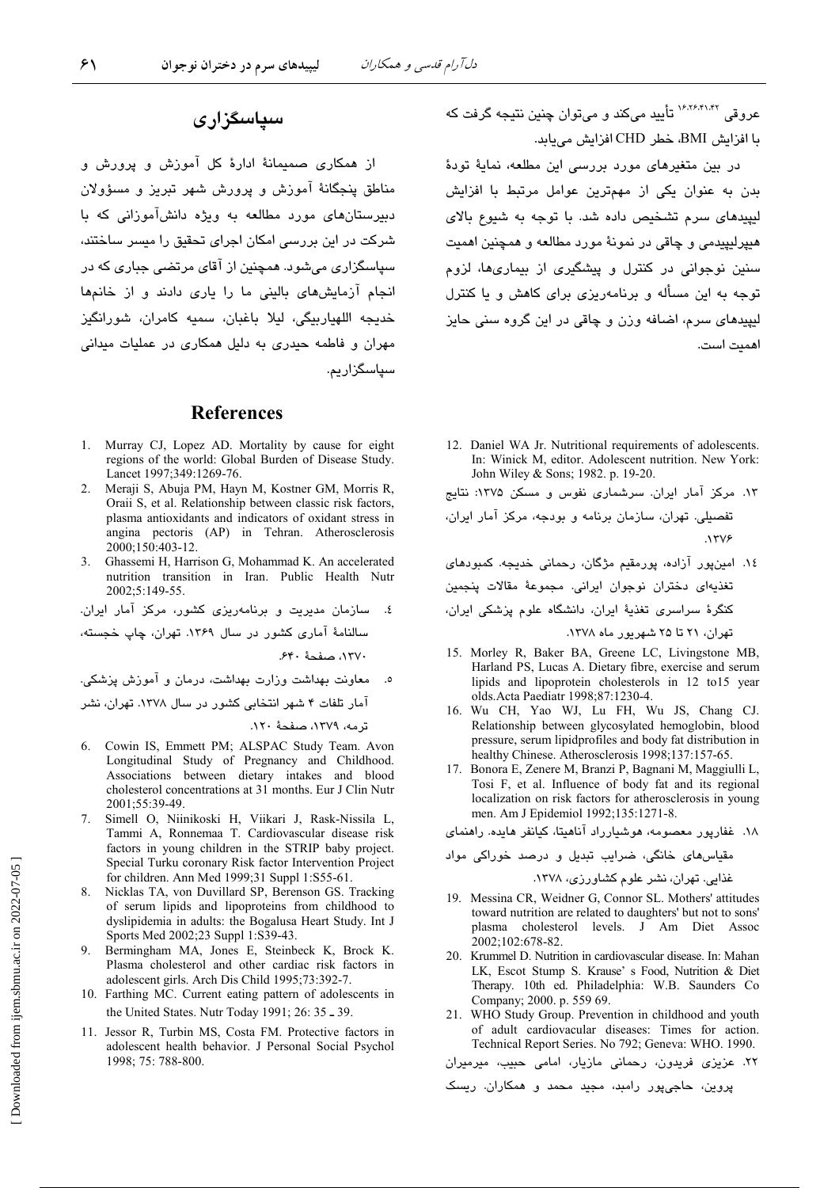عروقی [16,26,41,42] تأیید می‌کند و می‌توان چنین نتیجه گرفت که با افزایش BMI، خطر CHD افزایش می‌یابد.

در بین متغیرهای مورد بررسی این مطالعه، نمایهٔ تودهٔ بدن به عنوان یکی از مهم‌ترین عوامل مرتبط با افزایش لیپیدهای سرم تشخیص داده شد. با توجه به شیوع بالای هیپرلیپیدمی و چاقی در نمونهٔ مورد مطالعه و همچنین اهمیت سنین نوجوانی در کنترل و پیشگیری از بیماری‌ها، لزوم توجه به این مسأله و برنامه‌ریزی برای کاهش و یا کنترل لیپیدهای سرم، اضافه وزن و چاقی در این گروه سنی حایز اهمیت است.

## سپاسگزاری

از همکاری صمیمانهٔ ادارهٔ کل آموزش و پرورش و مناطق پنجگانهٔ آموزش و پرورش شهر تبریز و مسؤولان دبیرستان‌های مورد مطالعه به ویژه دانش‌آموزانی که با شرکت در این بررسی امکان اجرای تحقیق را میسر ساختند، سپاسگزاری می‌شود. همچنین از آقای مرتضی جباری که در انجام آزمایش‌های بالینی ما را یاری دادند و از خانم‌ها خدیجه اللهیاربیگی، لیلا باغبان، سمیه کامران، شورانگیز مهران و فاطمه حیدری به دلیل همکاری در عملیات میدانی سپاسگزاریم.

## References

1. Murray CJ, Lopez AD. Mortality by cause for eight regions of the world: Global Burden of Disease Study. Lancet 1997;349:1269-76.
2. Meraji S, Abuja PM, Hayn M, Kostner GM, Morris R, Oraii S, et al. Relationship between classic risk factors, plasma antioxidants and indicators of oxidant stress in angina pectoris (AP) in Tehran. Atherosclerosis 2000;150:403-12.
3. Ghassemi H, Harrison G, Mohammad K. An accelerated nutrition transition in Iran. Public Health Nutr 2002;5:149-55.
4. سازمان مدیریت و برنامه‌ریزی کشور، مرکز آمار ایران. سالنامهٔ آماری کشور در سال ۱۳۶۹. تهران، چاپ خجسته، ۱۳۷۰، صفحهٔ ۶۴۰.
5. معاونت بهداشت وزارت بهداشت، درمان و آموزش پزشکی. آمار تلفات ۴ شهر انتخابی کشور در سال ۱۳۷۸. تهران، نشر ترمه، ۱۳۷۹، صفحهٔ ۱۲۰.
6. Cowin IS, Emmett PM; ALSPAC Study Team. Avon Longitudinal Study of Pregnancy and Childhood. Associations between dietary intakes and blood cholesterol concentrations at 31 months. Eur J Clin Nutr 2001;55:39-49.
7. Simell O, Niinikoski H, Viikari J, Rask-Nissila L, Tammi A, Ronnemaa T. Cardiovascular disease risk factors in young children in the STRIP baby project. Special Turku coronary Risk factor Intervention Project for children. Ann Med 1999;31 Suppl 1:S55-61.
8. Nicklas TA, von Duvillard SP, Berenson GS. Tracking of serum lipids and lipoproteins from childhood to dyslipidemia in adults: the Bogalusa Heart Study. Int J Sports Med 2002;23 Suppl 1:S39-43.
9. Bermingham MA, Jones E, Steinbeck K, Brock K. Plasma cholesterol and other cardiac risk factors in adolescent girls. Arch Dis Child 1995;73:392-7.
10. Farthing MC. Current eating pattern of adolescents in the United States. Nutr Today 1991; 26: 35 ـ 39.
11. Jessor R, Turbin MS, Costa FM. Protective factors in adolescent health behavior. J Personal Social Psychol 1998; 75: 788-800.
12. Daniel WA Jr. Nutritional requirements of adolescents. In: Winick M, editor. Adolescent nutrition. New York: John Wiley & Sons; 1982. p. 19-20.
13. مرکز آمار ایران. سرشماری نفوس و مسکن ۱۳۷۵: نتایج تفصیلی. تهران، سازمان برنامه و بودجه، مرکز آمار ایران، ۱۳۷۶.
14. امین‌پور آزاده، پورمقیم مژگان، رحمانی خدیجه. کمبودهای تغذیه‌ای دختران نوجوان ایرانی. مجموعهٔ مقالات پنجمین کنگرهٔ سراسری تغذیهٔ ایران، دانشگاه علوم پزشکی ایران، تهران، ۲۱ تا ۲۵ شهریور ماه ۱۳۷۸.
15. Morley R, Baker BA, Greene LC, Livingstone MB, Harland PS, Lucas A. Dietary fibre, exercise and serum lipids and lipoprotein cholesterols in 12 to15 year olds.Acta Paediatr 1998;87:1230-4.
16. Wu CH, Yao WJ, Lu FH, Wu JS, Chang CJ. Relationship between glycosylated hemoglobin, blood pressure, serum lipidprofiles and body fat distribution in healthy Chinese. Atherosclerosis 1998;137:157-65.
17. Bonora E, Zenere M, Branzi P, Bagnani M, Maggiulli L, Tosi F, et al. Influence of body fat and its regional localization on risk factors for atherosclerosis in young men. Am J Epidemiol 1992;135:1271-8.
18. غفارپور معصومه، هوشیارراد آناهیتا، کیانفر هایده. راهنمای مقیاس‌های خانگی، ضرایب تبدیل و درصد خوراکی مواد غذایی. تهران، نشر علوم کشاورزی، ۱۳۷۸.
19. Messina CR, Weidner G, Connor SL. Mothers' attitudes toward nutrition are related to daughters' but not to sons' plasma cholesterol levels. J Am Diet Assoc 2002;102:678-82.
20. Krummel D. Nutrition in cardiovascular disease. In: Mahan LK, Escot Stump S. Krause' s Food, Nutrition & Diet Therapy. 10th ed. Philadelphia: W.B. Saunders Co Company; 2000. p. 559 69.
21. WHO Study Group. Prevention in childhood and youth of adult cardiovascular diseases: Times for action. Technical Report Series. No 792; Geneva: WHO. 1990.
22. عزیزی فریدون، رحمانی مازیار، امامی حبیب، میرمیران پروین، حاجی‌پور رامبد، مجید محمد و همکاران. ریسک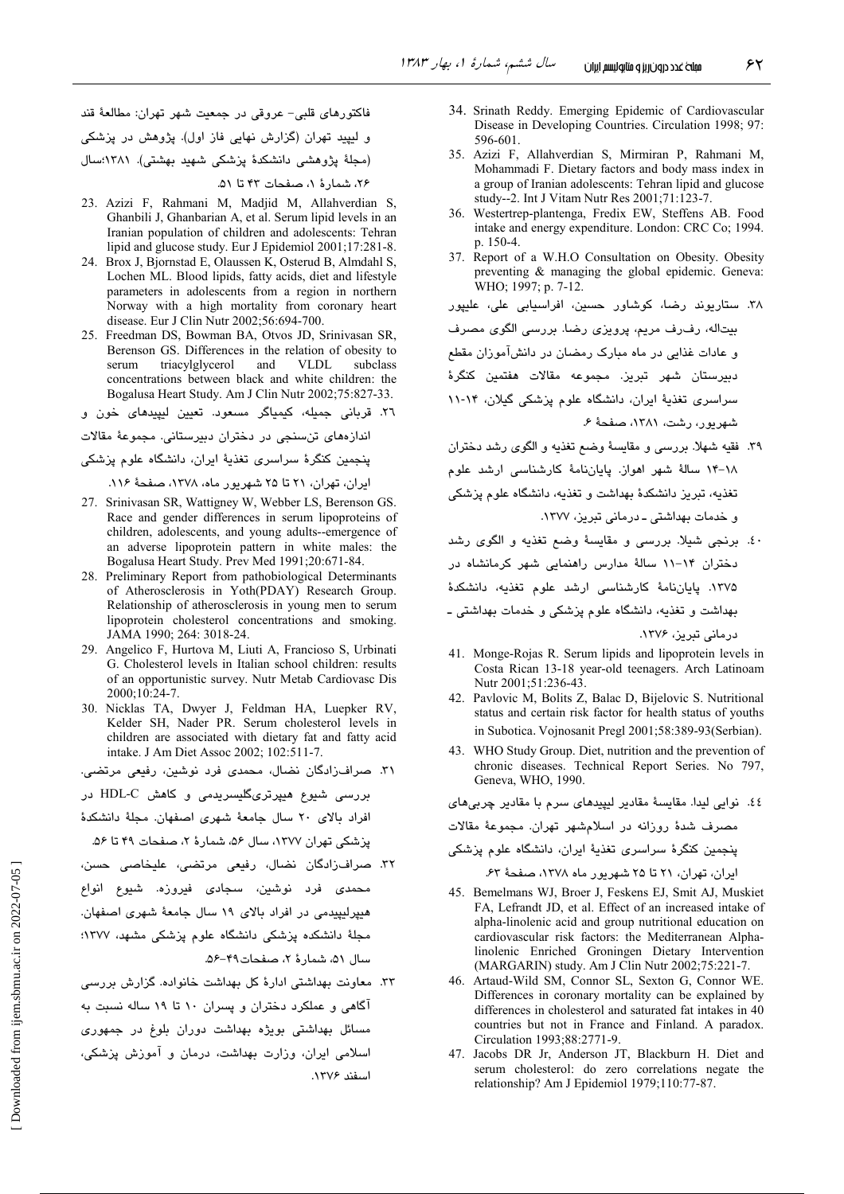فاکتورهای قلبی- عروقی در جمعیت شهر تهران: مطالعهٔ قند و لیپید تهران (گزارش نهایی فاز اول). پژوهش در پزشکی (مجلهٔ پژوهشی دانشکدهٔ پزشکی شهید بهشتی). ۱۳۸۱؛سال ۲۶، شمارهٔ ۱، صفحات ۴۳ تا ۵۱.

23. Azizi F, Rahmani M, Madjid M, Allahverdian S, Ghanbili J, Ghanbarian A, et al. Serum lipid levels in an Iranian population of children and adolescents: Tehran lipid and glucose study. Eur J Epidemiol 2001;17:281-8.
24. Brox J, Bjornstad E, Olaussen K, Osterud B, Almdahl S, Lochen ML. Blood lipids, fatty acids, diet and lifestyle parameters in adolescents from a region in northern Norway with a high mortality from coronary heart disease. Eur J Clin Nutr 2002;56:694-700.
25. Freedman DS, Bowman BA, Otvos JD, Srinivasan SR, Berenson GS. Differences in the relation of obesity to serum triacylglycerol and VLDL subclass concentrations between black and white children: the Bogalusa Heart Study. Am J Clin Nutr 2002;75:827-33.

۲۶. قربانی جمیله، کیمیاگر مسعود. تعیین لیپیدهای خون و اندازه‌های تن‌سنجی در دختران دبیرستانی. مجموعهٔ مقالات پنجمین کنگرهٔ سراسری تغذیهٔ ایران، دانشگاه علوم پزشکی ایران، تهران، ۲۱ تا ۲۵ شهریور ماه، ۱۳۷۸، صفحهٔ ۱۱۶.

27. Srinivasan SR, Wattigney W, Webber LS, Berenson GS. Race and gender differences in serum lipoproteins of children, adolescents, and young adults--emergence of an adverse lipoprotein pattern in white males: the Bogalusa Heart Study. Prev Med 1991;20:671-84.
28. Preliminary Report from pathobiological Determinants of Atherosclerosis in Yoth(PDAY) Research Group. Relationship of atherosclerosis in young men to serum lipoprotein cholesterol concentrations and smoking. JAMA 1990; 264: 3018-24.
29. Angelico F, Hurtova M, Liuti A, Francioso S, Urbinati G. Cholesterol levels in Italian school children: results of an opportunistic survey. Nutr Metab Cardiovasc Dis 2000;10:24-7.
30. Nicklas TA, Dwyer J, Feldman HA, Luepker RV, Kelder SH, Nader PR. Serum cholesterol levels in children are associated with dietary fat and fatty acid intake. J Am Diet Assoc 2002; 102:511-7.

۳۱. صراف‌زادگان نضال، محمدی فرد نوشین، رفیعی مرتضی. بررسی شیوع هیپرتری‌گلیسریدمی و کاهش HDL-C در افراد بالای ۲۰ سال جامعهٔ شهری اصفهان. مجلهٔ دانشکدهٔ پزشکی تهران ۱۳۷۷، سال ۵۶، شمارهٔ ۲، صفحات ۴۹ تا ۵۶.

۳۲. صراف‌زادگان نضال، رفیعی مرتضی، علیخاصی حسن، محمدی فرد نوشین، سجادی فیروزه. شیوع انواع هیپرلیپیدمی در افراد بالای ۱۹ سال جامعهٔ شهری اصفهان. مجلهٔ دانشکده پزشکی دانشگاه علوم پزشکی مشهد، ۱۳۷۷؛ سال ۵۱، شمارهٔ ۲، صفحات۴۹-۵۶.

۳۳. معاونت بهداشتی ادارهٔ کل بهداشت خانواده. گزارش بررسی آگاهی و عملکرد دختران و پسران ۱۰ تا ۱۹ ساله نسبت به مسائل بهداشتی بویژه بهداشت دوران بلوغ در جمهوری اسلامی ایران، وزارت بهداشت، درمان و آموزش پزشکی، اسفند ۱۳۷۶.

34. Srinath Reddy. Emerging Epidemic of Cardiovascular Disease in Developing Countries. Circulation 1998; 97: 596-601.
35. Azizi F, Allahverdian S, Mirmiran P, Rahmani M, Mohammadi F. Dietary factors and body mass index in a group of Iranian adolescents: Tehran lipid and glucose study--2. Int J Vitam Nutr Res 2001;71:123-7.
36. Westertrep-plantenga, Fredix EW, Steffens AB. Food intake and energy expenditure. London: CRC Co; 1994. p. 150-4.
37. Report of a W.H.O Consultation on Obesity. Obesity preventing & managing the global epidemic. Geneva: WHO; 1997; p. 7-12.

۳۸. ستاریوند رضا، کوشاور حسین، افراسیابی علی، علیپور بیت‌اله، رف‌رف مریم، پرویزی رضا. بررسی الگوی مصرف و عادات غذایی در ماه مبارک رمضان در دانش‌آموزان مقطع دبیرستان شهر تبریز. مجموعه مقالات هفتمین کنگرهٔ سراسری تغذیهٔ ایران، دانشگاه علوم پزشکی گیلان، ۱۴-۱۱ شهریور، رشت، ۱۳۸۱، صفحهٔ ۶.

۳۹. فقیه شهلا. بررسی و مقایسهٔ وضع تغذیه و الگوی رشد دختران ۱۸-۱۴ سالهٔ شهر اهواز. پایان‌نامهٔ کارشناسی ارشد علوم تغذیه، تبریز دانشکدهٔ بهداشت و تغذیه، دانشگاه علوم پزشکی و خدمات بهداشتی ـ درمانی تبریز، ۱۳۷۷.

۴۰. برنجی شیلا. بررسی و مقایسهٔ وضع تغذیه و الگوی رشد دختران ۱۴-۱۱ سالهٔ مدارس راهنمایی شهر کرمانشاه در ۱۳۷۵. پایان‌نامهٔ کارشناسی ارشد علوم تغذیه، دانشکدهٔ بهداشت و تغذیه، دانشگاه علوم پزشکی و خدمات بهداشتی ـ درمانی تبریز، ۱۳۷۶.

41. Monge-Rojas R. Serum lipids and lipoprotein levels in Costa Rican 13-18 year-old teenagers. Arch Latinoam Nutr 2001;51:236-43.
42. Pavlovic M, Bolits Z, Balac D, Bijelovic S. Nutritional status and certain risk factor for health status of youths in Subotica. Vojnosanit Pregl 2001;58:389-93(Serbian).
43. WHO Study Group. Diet, nutrition and the prevention of chronic diseases. Technical Report Series. No 797, Geneva, WHO, 1990.

۴۴. نوایی لیدا. مقایسهٔ مقادیر لیپیدهای سرم با مقادیر چربی‌های مصرف شدهٔ روزانه در اسلامشهر تهران. مجموعهٔ مقالات پنجمین کنگرهٔ سراسری تغذیهٔ ایران، دانشگاه علوم پزشکی ایران، تهران، ۲۱ تا ۲۵ شهریور ماه ۱۳۷۸، صفحهٔ ۶۳.

45. Bemelmans WJ, Broer J, Feskens EJ, Smit AJ, Muskiet FA, Lefrandt JD, et al. Effect of an increased intake of alpha-linolenic acid and group nutritional education on cardiovascular risk factors: the Mediterranean Alpha-linolenic Enriched Groningen Dietary Intervention (MARGARIN) study. Am J Clin Nutr 2002;75:221-7.
46. Artaud-Wild SM, Connor SL, Sexton G, Connor WE. Differences in coronary mortality can be explained by differences in cholesterol and saturated fat intakes in 40 countries but not in France and Finland. A paradox. Circulation 1993;88:2771-9.
47. Jacobs DR Jr, Anderson JT, Blackburn H. Diet and serum cholesterol: do zero correlations negate the relationship? Am J Epidemiol 1979;110:77-87.